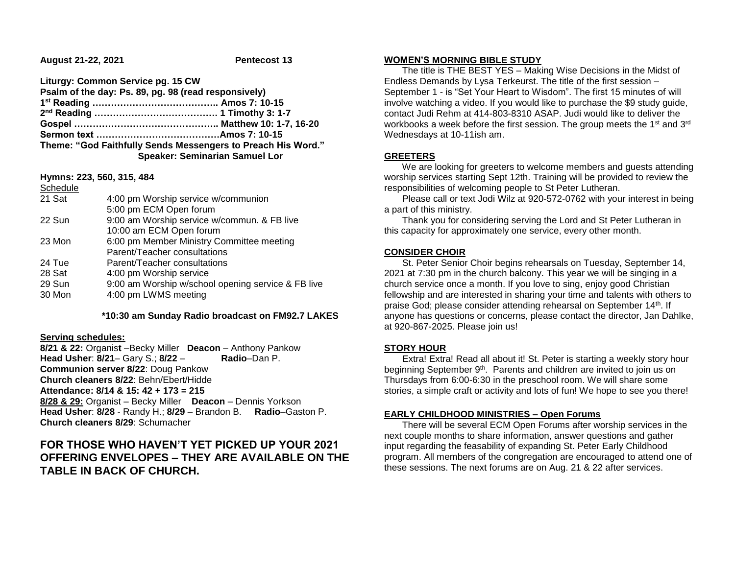**August 21-22, 2021 Pentecost 13**

**Liturgy: Common Service pg. 15 CW**
**Psalm of the day: Ps. 89, pg. 98 (read responsively)**
**1st Reading ………………………………….. Amos 7: 10-15**
**2nd Reading …………………………………. 1 Timothy 3: 1-7**
**Gospel ……………………………………….. Matthew 10: 1-7, 16-20**
**Sermon text …………………………………Amos 7: 10-15**
**Theme: "God Faithfully Sends Messengers to Preach His Word."**
**Speaker: Seminarian Samuel Lor**

**Hymns: 223, 560, 315, 484**

Schedule

| | |
|---|---|
| 21 Sat | 4:00 pm Worship service w/communion |
| | 5:00 pm ECM Open forum |
| 22 Sun | 9:00 am Worship service w/commun. & FB live |
| | 10:00 am ECM Open forum |
| 23 Mon | 6:00 pm Member Ministry Committee meeting |
| | Parent/Teacher consultations |
| 24 Tue | Parent/Teacher consultations |
| 28 Sat | 4:00 pm Worship service |
| 29 Sun | 9:00 am Worship w/school opening service & FB live |
| 30 Mon | 4:00 pm LWMS meeting |

**\*10:30 am Sunday Radio broadcast on FM92.7 LAKES**

**Serving schedules:**

**8/21 & 22:** Organist –Becky Miller **Deacon** – Anthony Pankow
**Head Usher**: **8/21**– Gary S.; **8/22** – **Radio**–Dan P.
**Communion server 8/22**: Doug Pankow
**Church cleaners 8/22**: Behn/Ebert/Hidde
**Attendance: 8/14 & 15: 42 + 173 = 215**
**8/28 & 29:** Organist – Becky Miller **Deacon** – Dennis Yorkson
**Head Usher**: **8/28** - Randy H.; **8/29** – Brandon B. **Radio**–Gaston P.
**Church cleaners 8/29**: Schumacher

## FOR THOSE WHO HAVEN'T YET PICKED UP YOUR 2021 OFFERING ENVELOPES – THEY ARE AVAILABLE ON THE TABLE IN BACK OF CHURCH.

### WOMEN'S MORNING BIBLE STUDY

The title is THE BEST YES – Making Wise Decisions in the Midst of Endless Demands by Lysa Terkeurst. The title of the first session – September 1 - is "Set Your Heart to Wisdom". The first 15 minutes of will involve watching a video. If you would like to purchase the $9 study guide, contact Judi Rehm at 414-803-8310 ASAP. Judi would like to deliver the workbooks a week before the first session. The group meets the 1st and 3rd Wednesdays at 10-11ish am.

### GREETERS

We are looking for greeters to welcome members and guests attending worship services starting Sept 12th. Training will be provided to review the responsibilities of welcoming people to St Peter Lutheran.

Please call or text Jodi Wilz at 920-572-0762 with your interest in being a part of this ministry.

Thank you for considering serving the Lord and St Peter Lutheran in this capacity for approximately one service, every other month.

### CONSIDER CHOIR

St. Peter Senior Choir begins rehearsals on Tuesday, September 14, 2021 at 7:30 pm in the church balcony. This year we will be singing in a church service once a month. If you love to sing, enjoy good Christian fellowship and are interested in sharing your time and talents with others to praise God; please consider attending rehearsal on September 14th. If anyone has questions or concerns, please contact the director, Jan Dahlke, at 920-867-2025. Please join us!

### STORY HOUR

Extra! Extra! Read all about it! St. Peter is starting a weekly story hour beginning September 9th. Parents and children are invited to join us on Thursdays from 6:00-6:30 in the preschool room. We will share some stories, a simple craft or activity and lots of fun! We hope to see you there!

### EARLY CHILDHOOD MINISTRIES – Open Forums

There will be several ECM Open Forums after worship services in the next couple months to share information, answer questions and gather input regarding the feasability of expanding St. Peter Early Childhood program. All members of the congregation are encouraged to attend one of these sessions. The next forums are on Aug. 21 & 22 after services.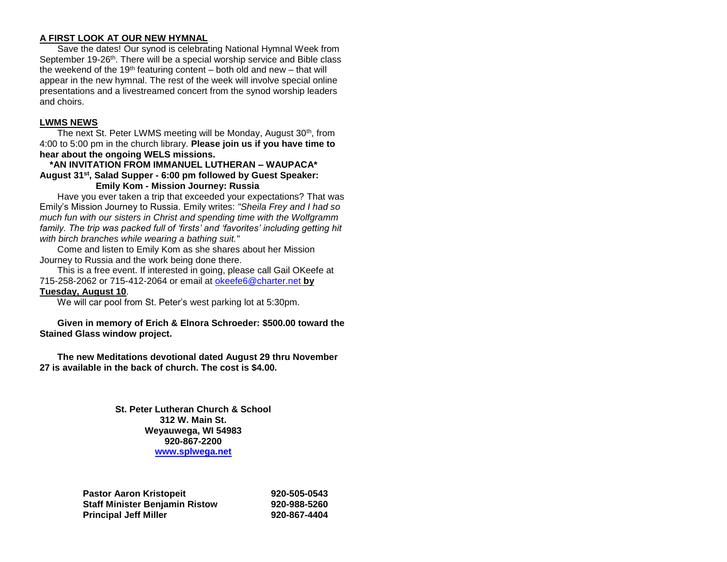## A FIRST LOOK AT OUR NEW HYMNAL

Save the dates! Our synod is celebrating National Hymnal Week from September 19-26th. There will be a special worship service and Bible class the weekend of the 19th featuring content – both old and new – that will appear in the new hymnal. The rest of the week will involve special online presentations and a livestreamed concert from the synod worship leaders and choirs.

## LWMS NEWS

The next St. Peter LWMS meeting will be Monday, August 30th, from 4:00 to 5:00 pm in the church library. **Please join us if you have time to hear about the ongoing WELS missions.**

**\*AN INVITATION FROM IMMANUEL LUTHERAN – WAUPACA\***
**August 31st, Salad Supper - 6:00 pm followed by Guest Speaker:**
**Emily Kom - Mission Journey: Russia**

Have you ever taken a trip that exceeded your expectations? That was Emily's Mission Journey to Russia. Emily writes: *"Sheila Frey and I had so much fun with our sisters in Christ and spending time with the Wolfgramm family. The trip was packed full of 'firsts' and 'favorites' including getting hit with birch branches while wearing a bathing suit."*

Come and listen to Emily Kom as she shares about her Mission Journey to Russia and the work being done there.

This is a free event. If interested in going, please call Gail OKeefe at 715-258-2062 or 715-412-2064 or email at okeefe6@charter.net **by Tuesday, August 10**.

We will car pool from St. Peter's west parking lot at 5:30pm.

**Given in memory of Erich & Elnora Schroeder: $500.00 toward the Stained Glass window project.**

**The new Meditations devotional dated August 29 thru November 27 is available in the back of church. The cost is $4.00.**

**St. Peter Lutheran Church & School**
**312 W. Main St.**
**Weyauwega, WI 54983**
**920-867-2200**
**www.splwega.net**

| | |
|---|---|
| **Pastor Aaron Kristopeit** | **920-505-0543** |
| **Staff Minister Benjamin Ristow** | **920-988-5260** |
| **Principal Jeff Miller** | **920-867-4404** |